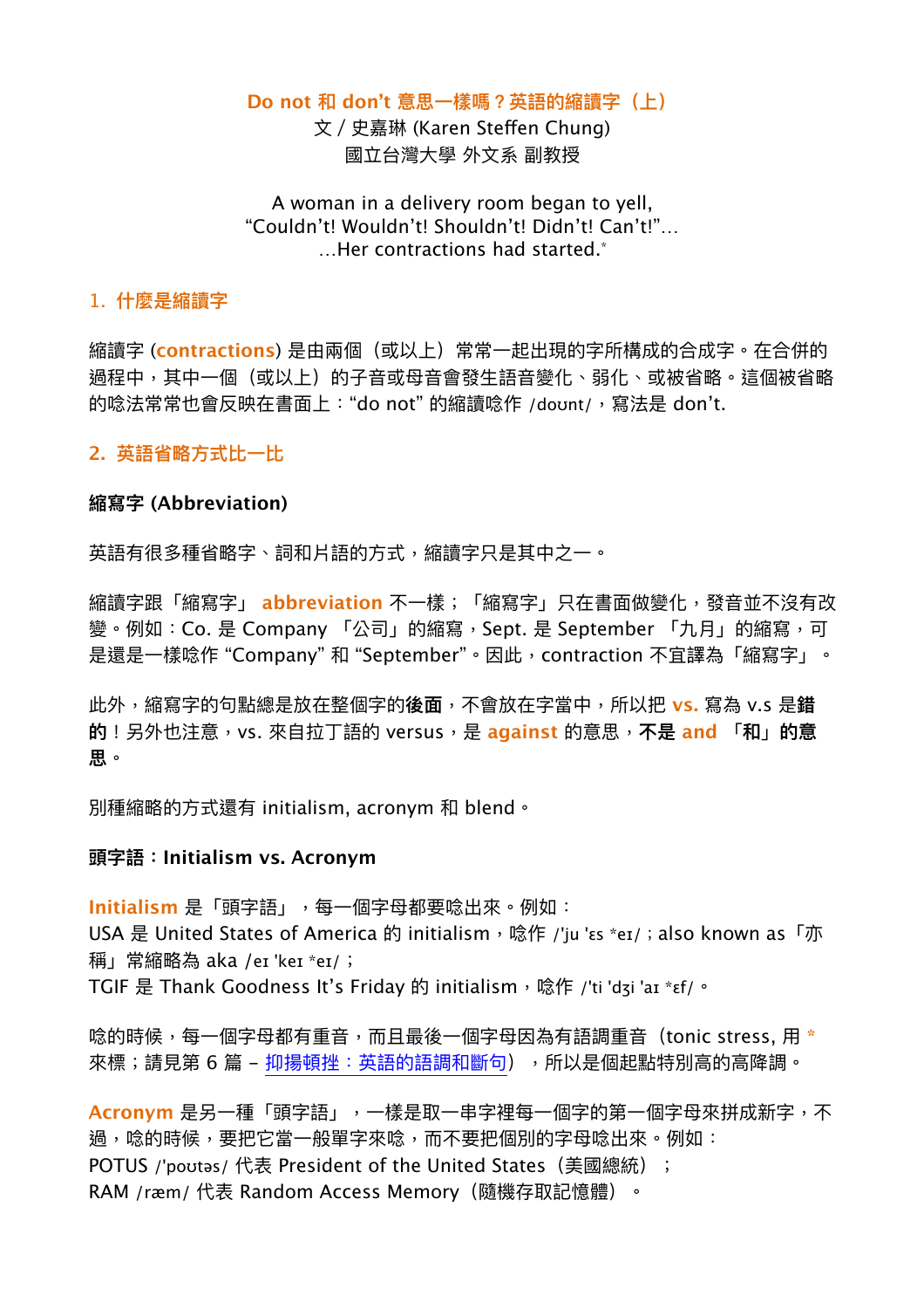# Do not 和 don't 意思一樣嗎？英語的縮讀字（上）

文 / 史嘉琳 (Karen Steffen Chung)
國立台灣大學 外文系 副教授

A woman in a delivery room began to yell,
"Couldn't! Wouldn't! Shouldn't! Didn't! Can't!"...
...Her contractions had started.*

## 1. 什麼是縮讀字

縮讀字 (**contractions**) 是由兩個（或以上）常常一起出現的字所構成的合成字。在合併的過程中，其中一個（或以上）的子音或母音會發生語音變化、弱化、或被省略。這個被省略的唸法常常也會反映在書面上："do not" 的縮讀唸作 /doʊnt/，寫法是 don't.

## 2. 英語省略方式比一比

### 縮寫字 (Abbreviation)

英語有很多種省略字、詞和片語的方式，縮讀字只是其中之一。

縮讀字跟「縮寫字」 **abbreviation** 不一樣；「縮寫字」只在書面做變化，發音並沒有改變。例如：Co. 是 Company 「公司」的縮寫，Sept. 是 September 「九月」的縮寫，可是還是一樣唸作 "Company" 和 "September"。因此，contraction 不宜譯為「縮寫字」。

此外，縮寫字的句點總是放在整個字的**後面**，不會放在字當中，所以把 **vs.** 寫為 v.s **是錯的**！另外也注意，vs. 來自拉丁語的 versus，是 **against** 的意思，**不是 and 「和」的意思**。

別種縮略的方式還有 initialism, acronym 和 blend。

### 頭字語：Initialism vs. Acronym

**Initialism** 是「頭字語」，每一個字母都要唸出來。例如：
USA 是 United States of America 的 initialism，唸作 /'ju 'ɛs *eɪ/；also known as「亦稱」常縮略為 aka /eɪ 'keɪ *eɪ/；
TGIF 是 Thank Goodness It's Friday 的 initialism，唸作 /'ti 'dʒi 'aɪ *ɛf/。

唸的時候，每一個字母都有重音，而且最後一個字母因為有語調重音（tonic stress, 用 * 來標；請見第 6 篇 – 抑揚頓挫：英語的語調和斷句），所以是個起點特別高的高降調。

**Acronym** 是另一種「頭字語」，一樣是取一串字裡每一個字的第一個字母來拼成新字，不過，唸的時候，要把它當一般單字來唸，而不要把個別的字母唸出來。例如：
POTUS /'poʊtəs/ 代表 President of the United States（美國總統）；
RAM /ræm/ 代表 Random Access Memory（隨機存取記憶體）。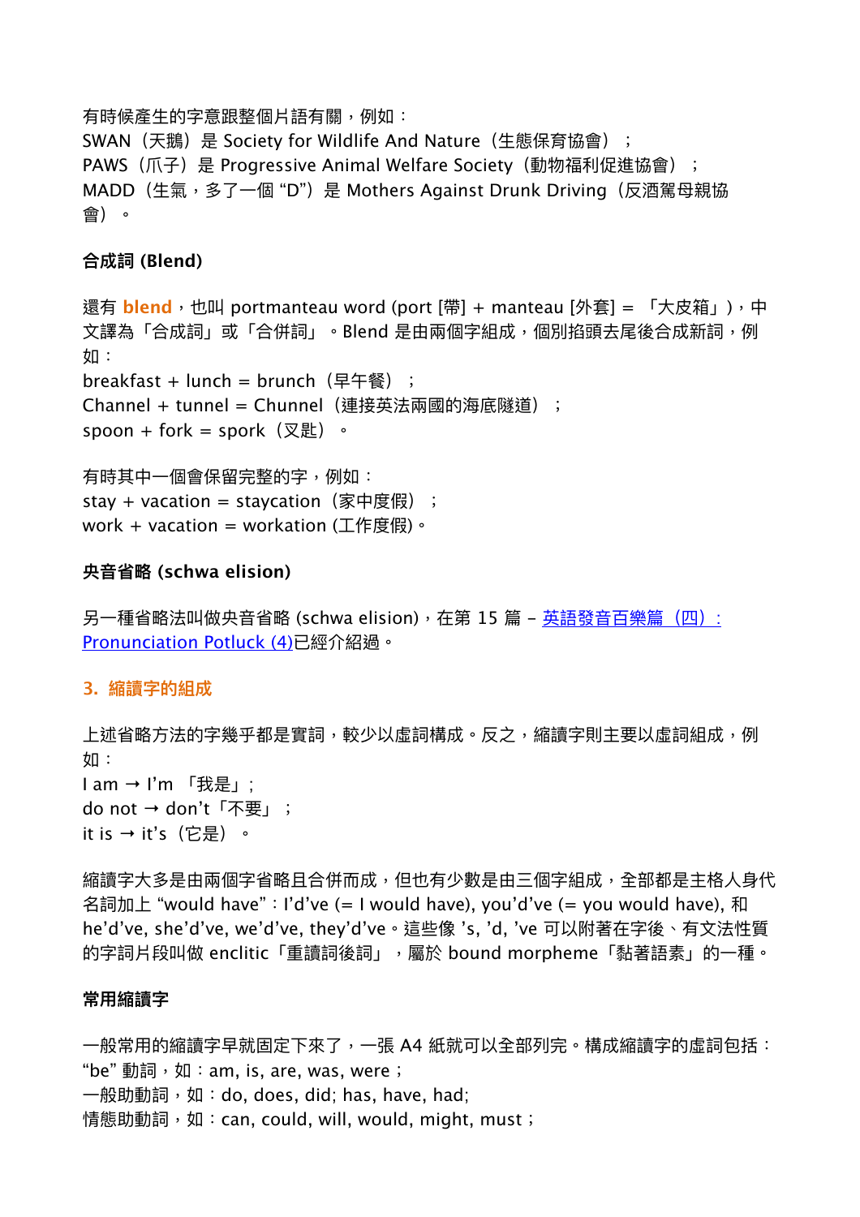有時候產生的字意跟整個片語有關，例如：
SWAN（天鵝）是 Society for Wildlife And Nature（生態保育協會）；
PAWS（爪子）是 Progressive Animal Welfare Society（動物福利促進協會）；
MADD（生氣，多了一個 “D”）是 Mothers Against Drunk Driving（反酒駕母親協會）。

**合成詞 (Blend)**

還有 **blend**，也叫 portmanteau word (port [帶] + manteau [外套] = 「大皮箱」)，中文譯為「合成詞」或「合併詞」。Blend 是由兩個字組成，個別掐頭去尾後合成新詞，例如：
breakfast + lunch = brunch（早午餐）；
Channel + tunnel = Chunnel（連接英法兩國的海底隧道）；
spoon + fork = spork（叉匙）。

有時其中一個會保留完整的字，例如：
stay + vacation = staycation（家中度假）；
work + vacation = workation (工作度假)。

**央音省略 (schwa elision)**

另一種省略法叫做央音省略 (schwa elision)，在第 15 篇 – [英語發音百樂篇（四）：Pronunciation Potluck (4)]已經介紹過。

## 3. 縮讀字的組成

上述省略方法的字幾乎都是實詞，較少以虛詞構成。反之，縮讀字則主要以虛詞組成，例如：
I am → I’m 「我是」;
do not → don’t「不要」；
it is → it’s（它是）。

縮讀字大多是由兩個字省略且合併而成，但也有少數是由三個字組成，全部都是主格人身代名詞加上 “would have”：I’d’ve (= I would have), you’d’ve (= you would have), 和 he’d’ve, she’d’ve, we’d’ve, they’d’ve。這些像 ’s, ’d, ’ve 可以附著在字後、有文法性質的字詞片段叫做 enclitic「重讀詞後詞」，屬於 bound morpheme「黏著語素」的一種。

**常用縮讀字**

一般常用的縮讀字早就固定下來了，一張 A4 紙就可以全部列完。構成縮讀字的虛詞包括：
“be” 動詞，如：am, is, are, was, were；
一般助動詞，如：do, does, did; has, have, had;
情態助動詞，如：can, could, will, would, might, must；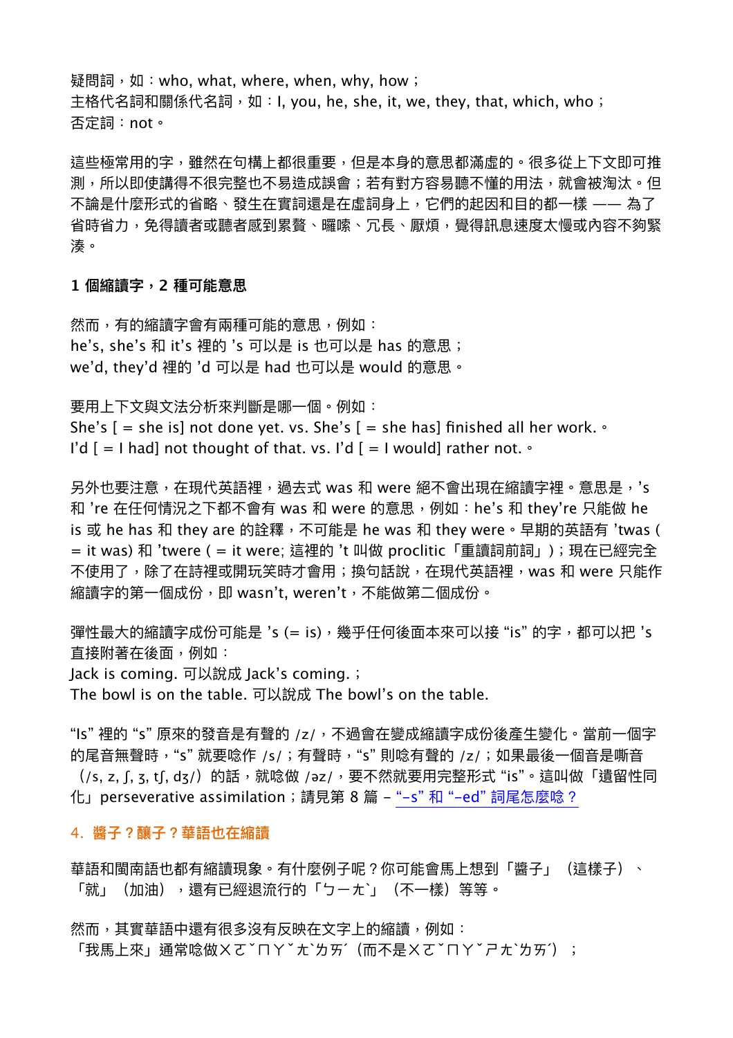疑問詞，如：who, what, where, when, why, how；
主格代名詞和關係代名詞，如：I, you, he, she, it, we, they, that, which, who；
否定詞：not。

這些極常用的字，雖然在句構上都很重要，但是本身的意思都滿虛的。很多從上下文即可推測，所以即使講得不很完整也不易造成誤會；若有對方容易聽不懂的用法，就會被淘汰。但不論是什麼形式的省略、發生在實詞還是在虛詞身上，它們的起因和目的都一樣 —— 為了省時省力，免得讀者或聽者感到累贅、囉嗦、冗長、厭煩，覺得訊息速度太慢或內容不夠緊湊。

**1 個縮讀字，2 種可能意思**

然而，有的縮讀字會有兩種可能的意思，例如：
he's, she's 和 it's 裡的 's 可以是 is 也可以是 has 的意思；
we'd, they'd 裡的 'd 可以是 had 也可以是 would 的意思。

要用上下文與文法分析來判斷是哪一個。例如：
She's [ = she is] not done yet. vs. She's [ = she has] finished all her work.。
I'd [ = I had] not thought of that. vs. I'd [ = I would] rather not.。

另外也要注意，在現代英語裡，過去式 was 和 were 絕不會出現在縮讀字裡。意思是，'s 和 're 在任何情況之下都不會有 was 和 were 的意思，例如：he's 和 they're 只能做 he is 或 he has 和 they are 的詮釋，不可能是 he was 和 they were。早期的英語有 'twas ( = it was) 和 'twere ( = it were; 這裡的 't 叫做 proclitic「重讀詞前詞」)；現在已經完全不使用了，除了在詩裡或開玩笑時才會用；換句話說，在現代英語裡，was 和 were 只能作縮讀字的第一個成份，即 wasn't, weren't，不能做第二個成份。

彈性最大的縮讀字成份可能是 's (= is)，幾乎任何後面本來可以接 "is" 的字，都可以把 's 直接附著在後面，例如：
Jack is coming. 可以說成 Jack's coming.；
The bowl is on the table. 可以說成 The bowl's on the table.

"Is" 裡的 "s" 原來的發音是有聲的 /z/，不過會在變成縮讀字成份後產生變化。當前一個字的尾音無聲時，"s" 就要唸作 /s/；有聲時，"s" 則唸有聲的 /z/；如果最後一個音是嘶音（/s, z, ʃ, ʒ, tʃ, dʒ/）的話，就唸做 /əz/，要不然就要用完整形式 "is"。這叫做「遺留性同化」perseverative assimilation；請見第 8 篇 – "-s" 和 "-ed" 詞尾怎麼唸？

## 4. 醬子？釀子？華語也在縮讀

華語和閩南語也都有縮讀現象。有什麼例子呢？你可能會馬上想到「醬子」（這樣子）、「就」（加油），還有已經退流行的「ㄅㄧㄤˋ」（不一樣）等等。

然而，其實華語中還有很多沒有反映在文字上的縮讀，例如：
「我馬上來」通常唸做ㄨㄛˇㄇㄚˇㄤˋㄌㄞˊ（而不是ㄨㄛˇㄇㄚˇㄕㄤˋㄌㄞˊ）；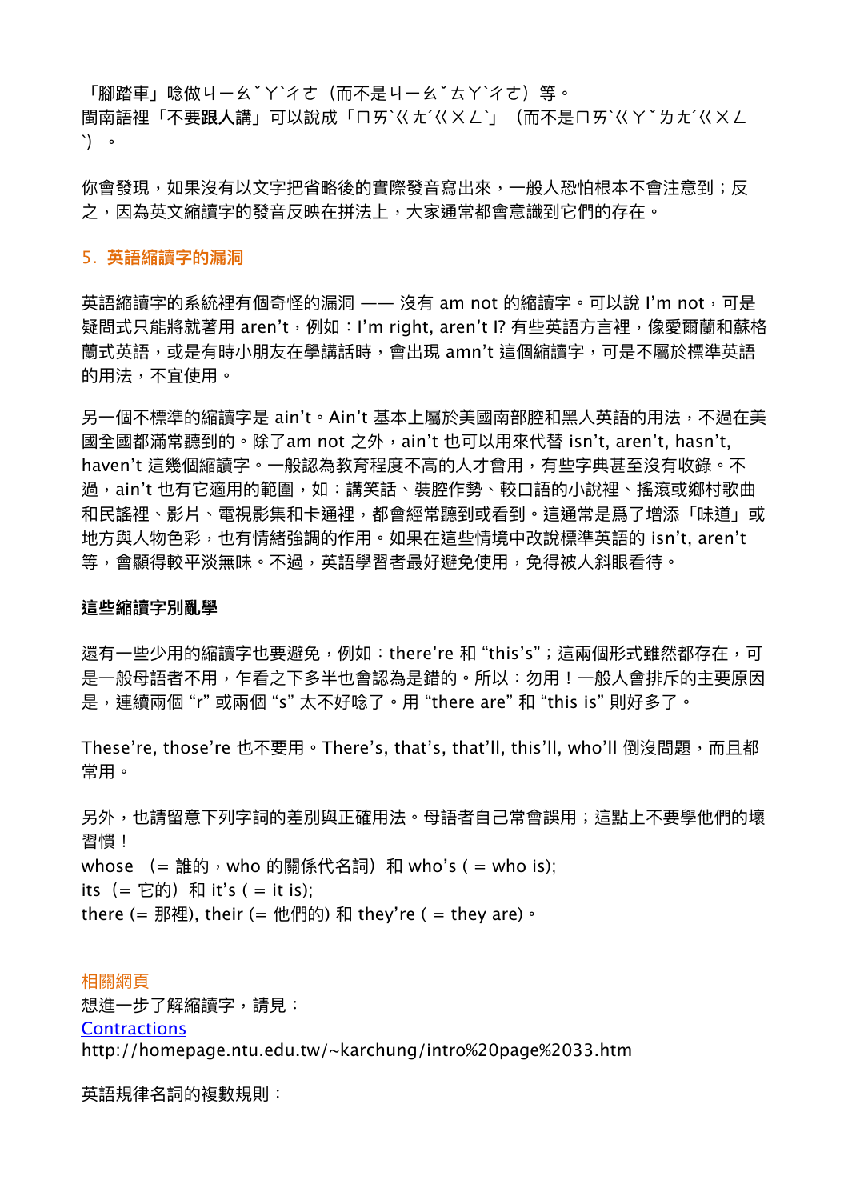「腳踏車」唸做ㄐㄧㄠˇㄚˋㄔㄜ（而不是ㄐㄧㄠˇㄊㄚˋㄔㄜ）等。
閩南語裡「不要**跟人**講」可以說成「ㄇㄞˋㄍㄤˊㄍㄨㄥˋ」（而不是ㄇㄞˋㄍㄚˇㄌㄤˊㄍㄨㄥˋ）。

你會發現，如果沒有以文字把省略後的實際發音寫出來，一般人恐怕根本不會注意到；反之，因為英文縮讀字的發音反映在拼法上，大家通常都會意識到它們的存在。

## 5. 英語縮讀字的漏洞

英語縮讀字的系統裡有個奇怪的漏洞 —— 沒有 am not 的縮讀字。可以說 I'm not，可是疑問式只能將就著用 aren't，例如：I'm right, aren't I? 有些英語方言裡，像愛爾蘭和蘇格蘭式英語，或是有時小朋友在學講話時，會出現 amn't 這個縮讀字，可是不屬於標準英語的用法，不宜使用。

另一個不標準的縮讀字是 ain't。Ain't 基本上屬於美國南部腔和黑人英語的用法，不過在美國全國都滿常聽到的。除了am not 之外，ain't 也可以用來代替 isn't, aren't, hasn't, haven't 這幾個縮讀字。一般認為教育程度不高的人才會用，有些字典甚至沒有收錄。不過，ain't 也有它適用的範圍，如：講笑話、裝腔作勢、較口語的小說裡、搖滾或鄉村歌曲和民謠裡、影片、電視影集和卡通裡，都會經常聽到或看到。這通常是爲了增添「味道」或地方與人物色彩，也有情緒強調的作用。如果在這些情境中改說標準英語的 isn't, aren't 等，會顯得較平淡無味。不過，英語學習者最好避免使用，免得被人斜眼看待。

**這些縮讀字別亂學**

還有一些少用的縮讀字也要避免，例如：there're 和 "this's"；這兩個形式雖然都存在，可是一般母語者不用，乍看之下多半也會認為是錯的。所以：勿用！一般人會排斥的主要原因是，連續兩個 "r" 或兩個 "s" 太不好唸了。用 "there are" 和 "this is" 則好多了。

These're, those're 也不要用。There's, that's, that'll, this'll, who'll 倒沒問題，而且都常用。

另外，也請留意下列字詞的差別與正確用法。母語者自己常會誤用；這點上不要學他們的壞習慣！
whose （= 誰的，who 的關係代名詞）和 who's ( = who is);
its（= 它的）和 it's ( = it is);
there (= 那裡), their (= 他們的) 和 they're ( = they are)。

相關網頁
想進一步了解縮讀字，請見：
[Contractions](http://homepage.ntu.edu.tw/~karchung/intro%20page%2033.htm)
http://homepage.ntu.edu.tw/~karchung/intro%20page%2033.htm

英語規律名詞的複數規則：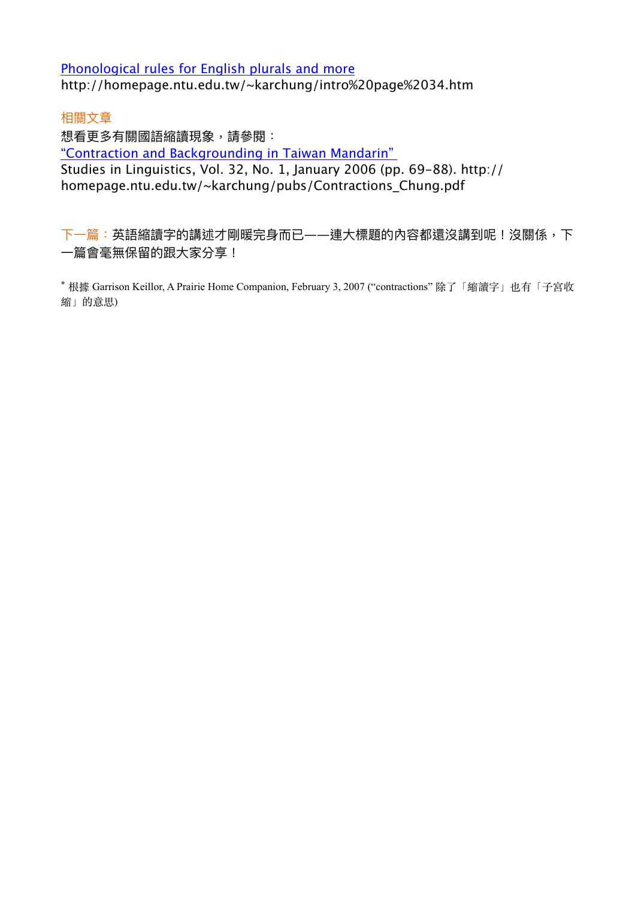[Phonological rules for English plurals and more](http://homepage.ntu.edu.tw/~karchung/intro%20page%2034.htm)
http://homepage.ntu.edu.tw/~karchung/intro%20page%2034.htm

## 相關文章

想看更多有關國語縮讀現象，請參閱：
["Contraction and Backgrounding in Taiwan Mandarin"](http://homepage.ntu.edu.tw/~karchung/pubs/Contractions_Chung.pdf)
Studies in Linguistics, Vol. 32, No. 1, January 2006 (pp. 69-88). http://homepage.ntu.edu.tw/~karchung/pubs/Contractions_Chung.pdf

下一篇：英語縮讀字的講述才剛暖完身而已——連大標題的內容都還沒講到呢！沒關係，下一篇會毫無保留的跟大家分享！

* 根據 Garrison Keillor, A Prairie Home Companion, February 3, 2007 ("contractions" 除了「縮讀字」也有「子宮收縮」的意思)